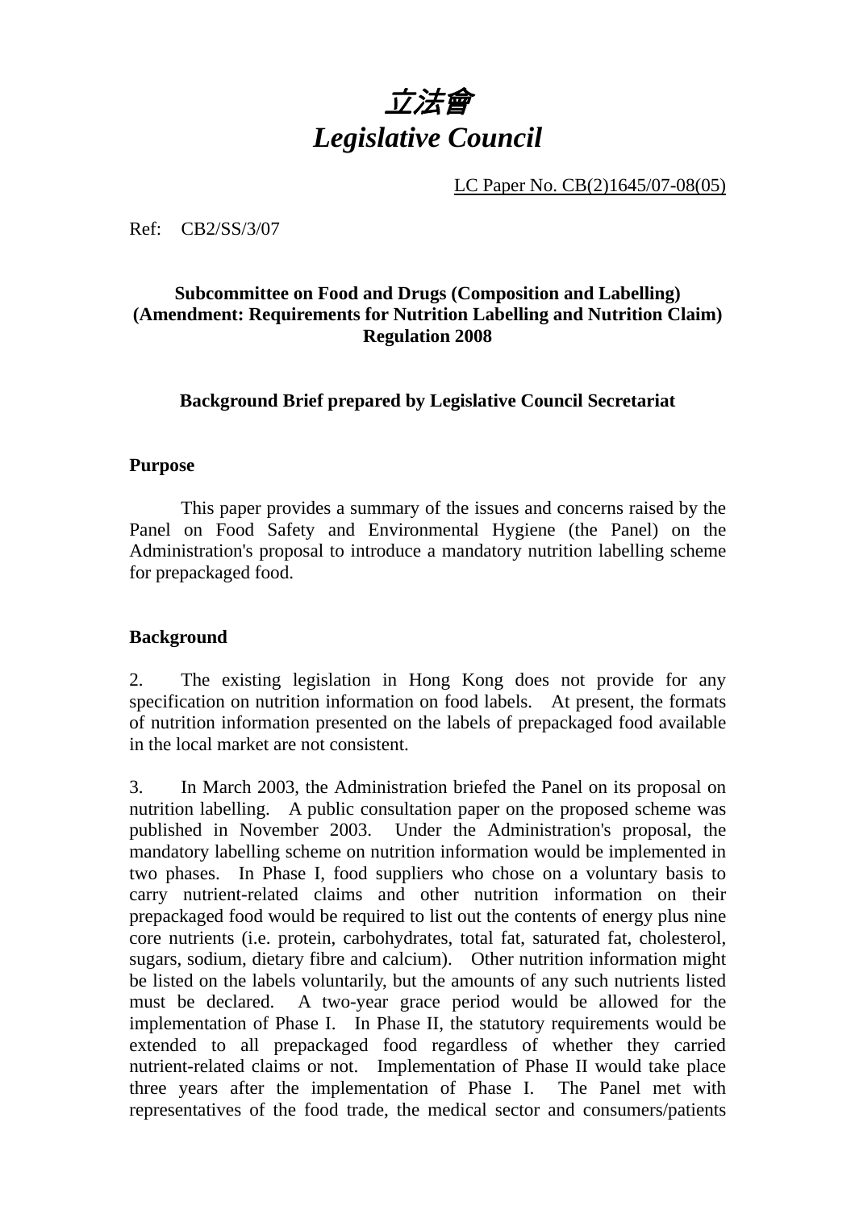# *立法會*
# *Legislative Council*

LC Paper No. CB(2)1645/07-08(05)

Ref: CB2/SS/3/07

**Subcommittee on Food and Drugs (Composition and Labelling) (Amendment: Requirements for Nutrition Labelling and Nutrition Claim) Regulation 2008**

**Background Brief prepared by Legislative Council Secretariat**

**Purpose**

This paper provides a summary of the issues and concerns raised by the Panel on Food Safety and Environmental Hygiene (the Panel) on the Administration's proposal to introduce a mandatory nutrition labelling scheme for prepackaged food.

**Background**

2. The existing legislation in Hong Kong does not provide for any specification on nutrition information on food labels. At present, the formats of nutrition information presented on the labels of prepackaged food available in the local market are not consistent.

3. In March 2003, the Administration briefed the Panel on its proposal on nutrition labelling. A public consultation paper on the proposed scheme was published in November 2003. Under the Administration's proposal, the mandatory labelling scheme on nutrition information would be implemented in two phases. In Phase I, food suppliers who chose on a voluntary basis to carry nutrient-related claims and other nutrition information on their prepackaged food would be required to list out the contents of energy plus nine core nutrients (i.e. protein, carbohydrates, total fat, saturated fat, cholesterol, sugars, sodium, dietary fibre and calcium). Other nutrition information might be listed on the labels voluntarily, but the amounts of any such nutrients listed must be declared. A two-year grace period would be allowed for the implementation of Phase I. In Phase II, the statutory requirements would be extended to all prepackaged food regardless of whether they carried nutrient-related claims or not. Implementation of Phase II would take place three years after the implementation of Phase I. The Panel met with representatives of the food trade, the medical sector and consumers/patients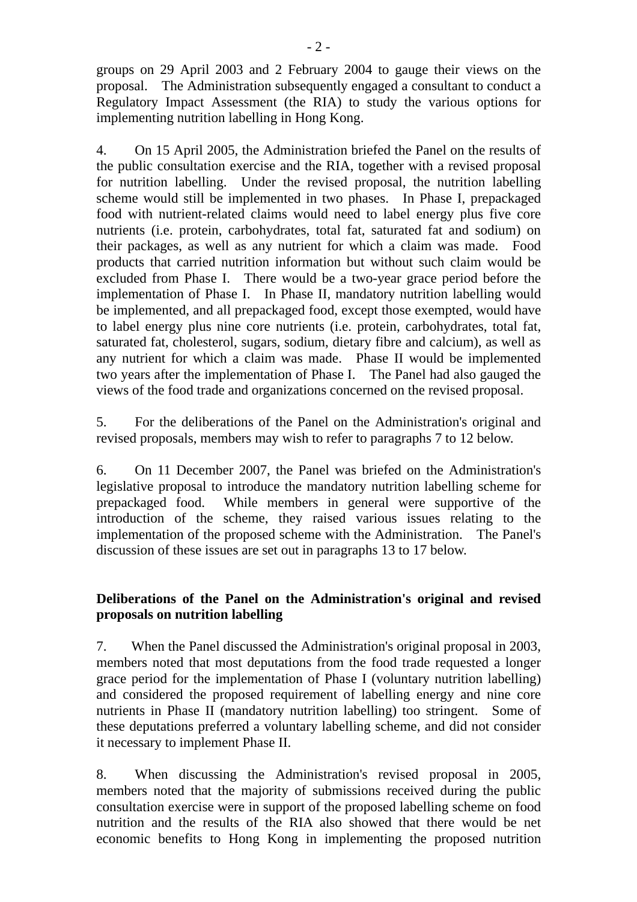groups on 29 April 2003 and 2 February 2004 to gauge their views on the proposal. The Administration subsequently engaged a consultant to conduct a Regulatory Impact Assessment (the RIA) to study the various options for implementing nutrition labelling in Hong Kong.

4. On 15 April 2005, the Administration briefed the Panel on the results of the public consultation exercise and the RIA, together with a revised proposal for nutrition labelling. Under the revised proposal, the nutrition labelling scheme would still be implemented in two phases. In Phase I, prepackaged food with nutrient-related claims would need to label energy plus five core nutrients (i.e. protein, carbohydrates, total fat, saturated fat and sodium) on their packages, as well as any nutrient for which a claim was made. Food products that carried nutrition information but without such claim would be excluded from Phase I. There would be a two-year grace period before the implementation of Phase I. In Phase II, mandatory nutrition labelling would be implemented, and all prepackaged food, except those exempted, would have to label energy plus nine core nutrients (i.e. protein, carbohydrates, total fat, saturated fat, cholesterol, sugars, sodium, dietary fibre and calcium), as well as any nutrient for which a claim was made. Phase II would be implemented two years after the implementation of Phase I. The Panel had also gauged the views of the food trade and organizations concerned on the revised proposal.

5. For the deliberations of the Panel on the Administration's original and revised proposals, members may wish to refer to paragraphs 7 to 12 below.

6. On 11 December 2007, the Panel was briefed on the Administration's legislative proposal to introduce the mandatory nutrition labelling scheme for prepackaged food. While members in general were supportive of the introduction of the scheme, they raised various issues relating to the implementation of the proposed scheme with the Administration. The Panel's discussion of these issues are set out in paragraphs 13 to 17 below.

**Deliberations of the Panel on the Administration's original and revised proposals on nutrition labelling**

7. When the Panel discussed the Administration's original proposal in 2003, members noted that most deputations from the food trade requested a longer grace period for the implementation of Phase I (voluntary nutrition labelling) and considered the proposed requirement of labelling energy and nine core nutrients in Phase II (mandatory nutrition labelling) too stringent. Some of these deputations preferred a voluntary labelling scheme, and did not consider it necessary to implement Phase II.

8. When discussing the Administration's revised proposal in 2005, members noted that the majority of submissions received during the public consultation exercise were in support of the proposed labelling scheme on food nutrition and the results of the RIA also showed that there would be net economic benefits to Hong Kong in implementing the proposed nutrition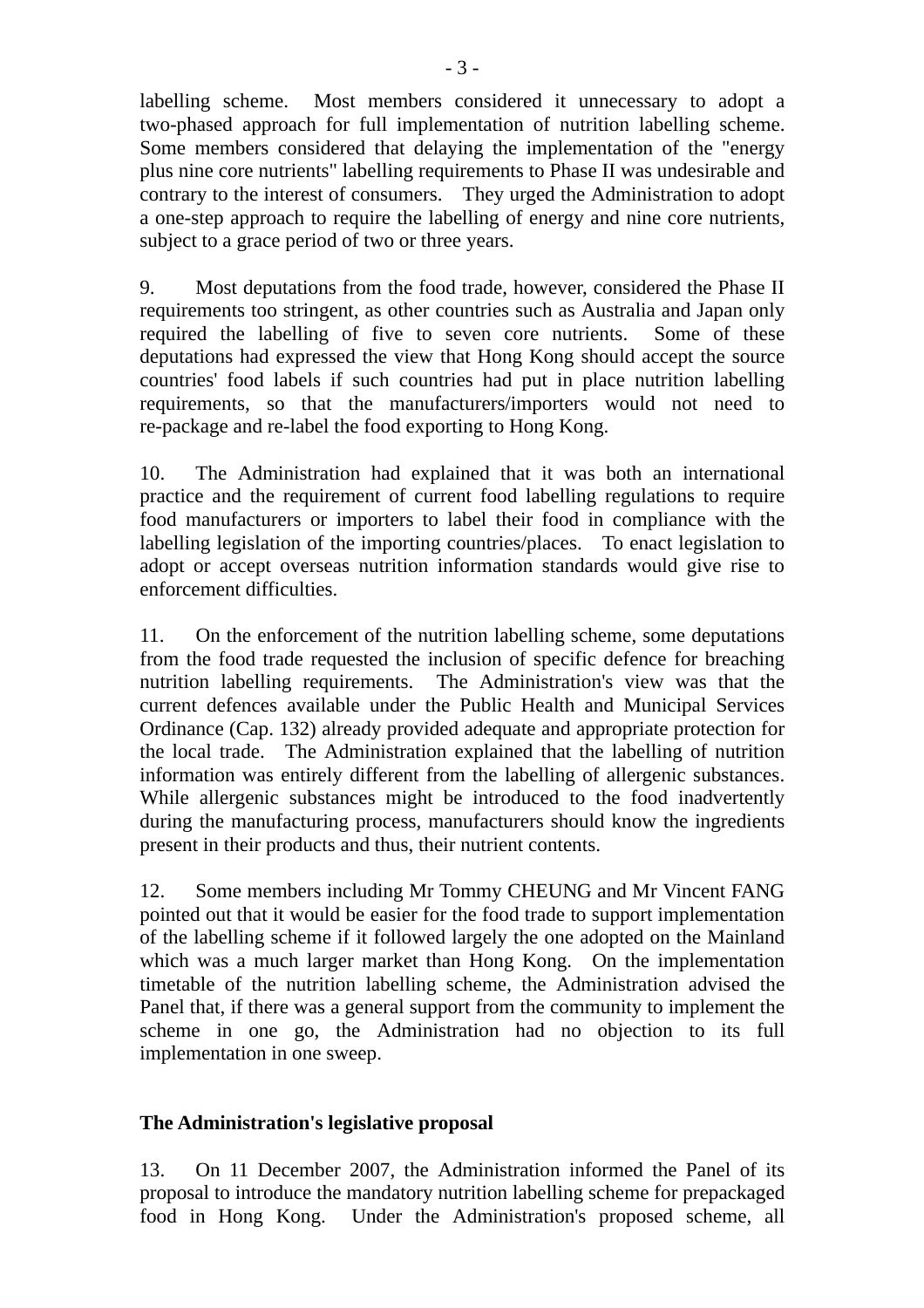labelling scheme. Most members considered it unnecessary to adopt a two-phased approach for full implementation of nutrition labelling scheme. Some members considered that delaying the implementation of the "energy plus nine core nutrients" labelling requirements to Phase II was undesirable and contrary to the interest of consumers. They urged the Administration to adopt a one-step approach to require the labelling of energy and nine core nutrients, subject to a grace period of two or three years.

9. Most deputations from the food trade, however, considered the Phase II requirements too stringent, as other countries such as Australia and Japan only required the labelling of five to seven core nutrients. Some of these deputations had expressed the view that Hong Kong should accept the source countries' food labels if such countries had put in place nutrition labelling requirements, so that the manufacturers/importers would not need to re-package and re-label the food exporting to Hong Kong.

10. The Administration had explained that it was both an international practice and the requirement of current food labelling regulations to require food manufacturers or importers to label their food in compliance with the labelling legislation of the importing countries/places. To enact legislation to adopt or accept overseas nutrition information standards would give rise to enforcement difficulties.

11. On the enforcement of the nutrition labelling scheme, some deputations from the food trade requested the inclusion of specific defence for breaching nutrition labelling requirements. The Administration's view was that the current defences available under the Public Health and Municipal Services Ordinance (Cap. 132) already provided adequate and appropriate protection for the local trade. The Administration explained that the labelling of nutrition information was entirely different from the labelling of allergenic substances. While allergenic substances might be introduced to the food inadvertently during the manufacturing process, manufacturers should know the ingredients present in their products and thus, their nutrient contents.

12. Some members including Mr Tommy CHEUNG and Mr Vincent FANG pointed out that it would be easier for the food trade to support implementation of the labelling scheme if it followed largely the one adopted on the Mainland which was a much larger market than Hong Kong. On the implementation timetable of the nutrition labelling scheme, the Administration advised the Panel that, if there was a general support from the community to implement the scheme in one go, the Administration had no objection to its full implementation in one sweep.

**The Administration's legislative proposal**

13. On 11 December 2007, the Administration informed the Panel of its proposal to introduce the mandatory nutrition labelling scheme for prepackaged food in Hong Kong. Under the Administration's proposed scheme, all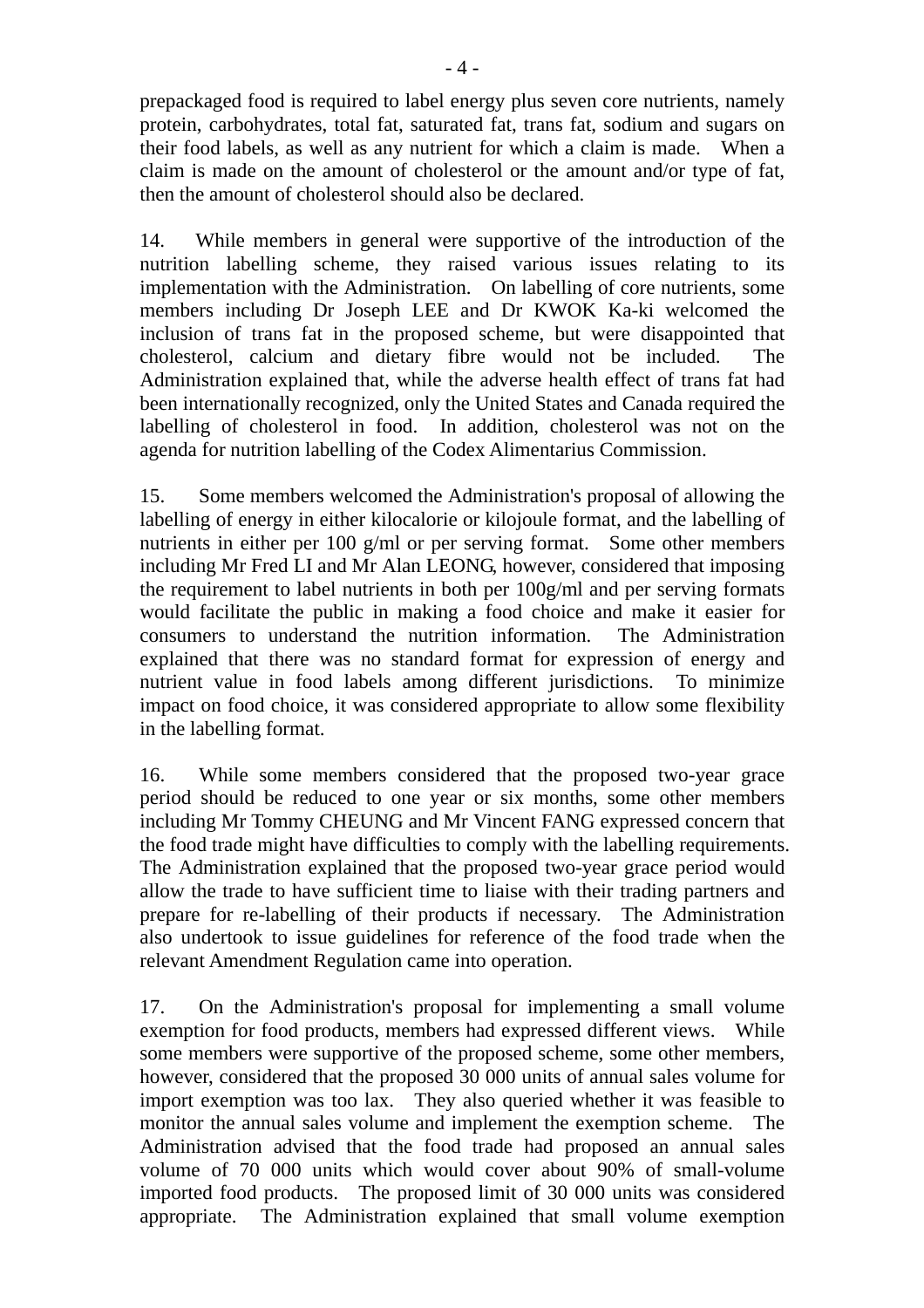prepackaged food is required to label energy plus seven core nutrients, namely protein, carbohydrates, total fat, saturated fat, trans fat, sodium and sugars on their food labels, as well as any nutrient for which a claim is made. When a claim is made on the amount of cholesterol or the amount and/or type of fat, then the amount of cholesterol should also be declared.

14. While members in general were supportive of the introduction of the nutrition labelling scheme, they raised various issues relating to its implementation with the Administration. On labelling of core nutrients, some members including Dr Joseph LEE and Dr KWOK Ka-ki welcomed the inclusion of trans fat in the proposed scheme, but were disappointed that cholesterol, calcium and dietary fibre would not be included. The Administration explained that, while the adverse health effect of trans fat had been internationally recognized, only the United States and Canada required the labelling of cholesterol in food. In addition, cholesterol was not on the agenda for nutrition labelling of the Codex Alimentarius Commission.

15. Some members welcomed the Administration's proposal of allowing the labelling of energy in either kilocalorie or kilojoule format, and the labelling of nutrients in either per 100 g/ml or per serving format. Some other members including Mr Fred LI and Mr Alan LEONG, however, considered that imposing the requirement to label nutrients in both per 100g/ml and per serving formats would facilitate the public in making a food choice and make it easier for consumers to understand the nutrition information. The Administration explained that there was no standard format for expression of energy and nutrient value in food labels among different jurisdictions. To minimize impact on food choice, it was considered appropriate to allow some flexibility in the labelling format.

16. While some members considered that the proposed two-year grace period should be reduced to one year or six months, some other members including Mr Tommy CHEUNG and Mr Vincent FANG expressed concern that the food trade might have difficulties to comply with the labelling requirements. The Administration explained that the proposed two-year grace period would allow the trade to have sufficient time to liaise with their trading partners and prepare for re-labelling of their products if necessary. The Administration also undertook to issue guidelines for reference of the food trade when the relevant Amendment Regulation came into operation.

17. On the Administration's proposal for implementing a small volume exemption for food products, members had expressed different views. While some members were supportive of the proposed scheme, some other members, however, considered that the proposed 30 000 units of annual sales volume for import exemption was too lax. They also queried whether it was feasible to monitor the annual sales volume and implement the exemption scheme. The Administration advised that the food trade had proposed an annual sales volume of 70 000 units which would cover about 90% of small-volume imported food products. The proposed limit of 30 000 units was considered appropriate. The Administration explained that small volume exemption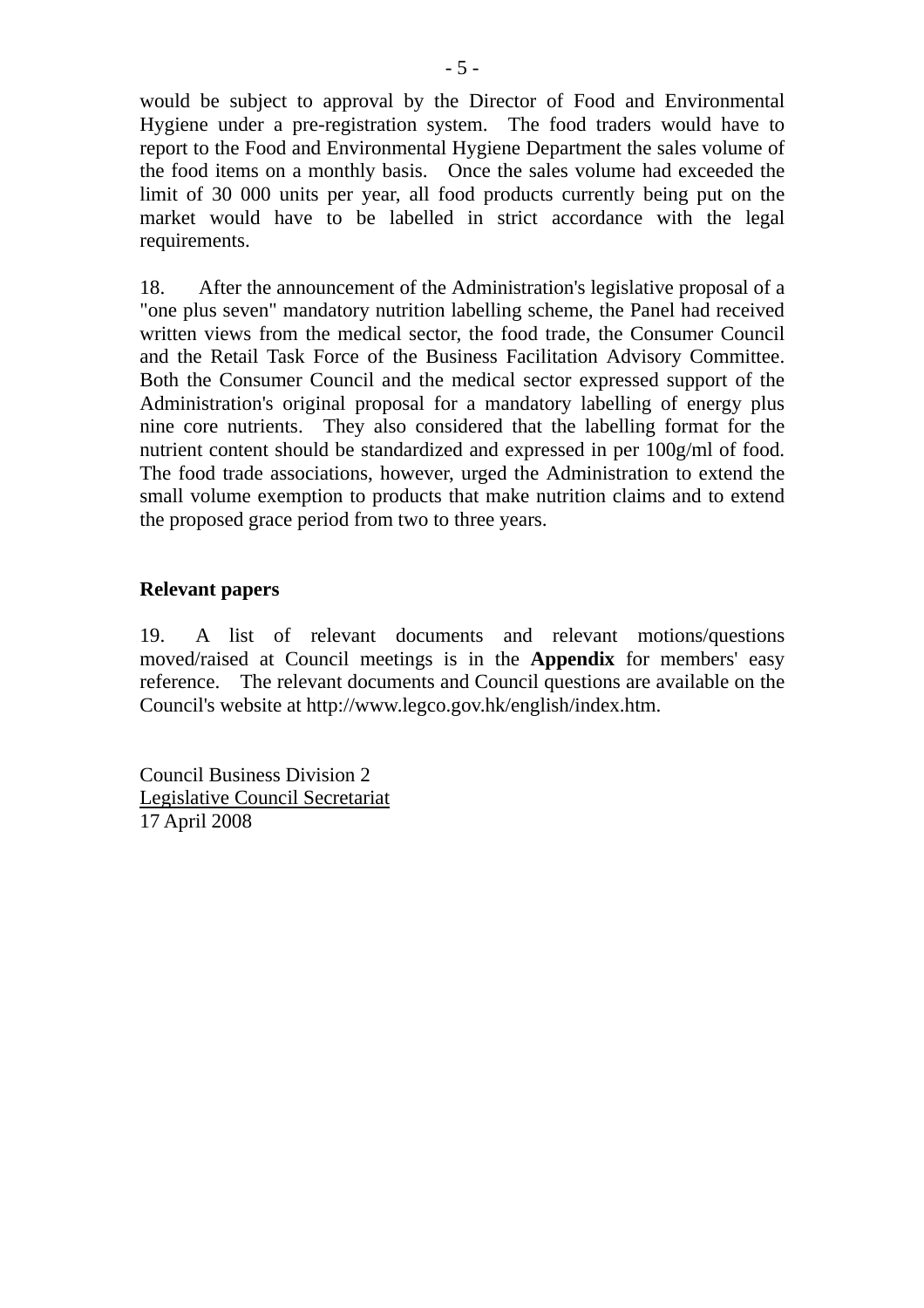would be subject to approval by the Director of Food and Environmental Hygiene under a pre-registration system. The food traders would have to report to the Food and Environmental Hygiene Department the sales volume of the food items on a monthly basis. Once the sales volume had exceeded the limit of 30 000 units per year, all food products currently being put on the market would have to be labelled in strict accordance with the legal requirements.

18. After the announcement of the Administration's legislative proposal of a "one plus seven" mandatory nutrition labelling scheme, the Panel had received written views from the medical sector, the food trade, the Consumer Council and the Retail Task Force of the Business Facilitation Advisory Committee. Both the Consumer Council and the medical sector expressed support of the Administration's original proposal for a mandatory labelling of energy plus nine core nutrients. They also considered that the labelling format for the nutrient content should be standardized and expressed in per 100g/ml of food. The food trade associations, however, urged the Administration to extend the small volume exemption to products that make nutrition claims and to extend the proposed grace period from two to three years.

**Relevant papers**

19. A list of relevant documents and relevant motions/questions moved/raised at Council meetings is in the **Appendix** for members' easy reference. The relevant documents and Council questions are available on the Council's website at http://www.legco.gov.hk/english/index.htm.

Council Business Division 2
Legislative Council Secretariat
17 April 2008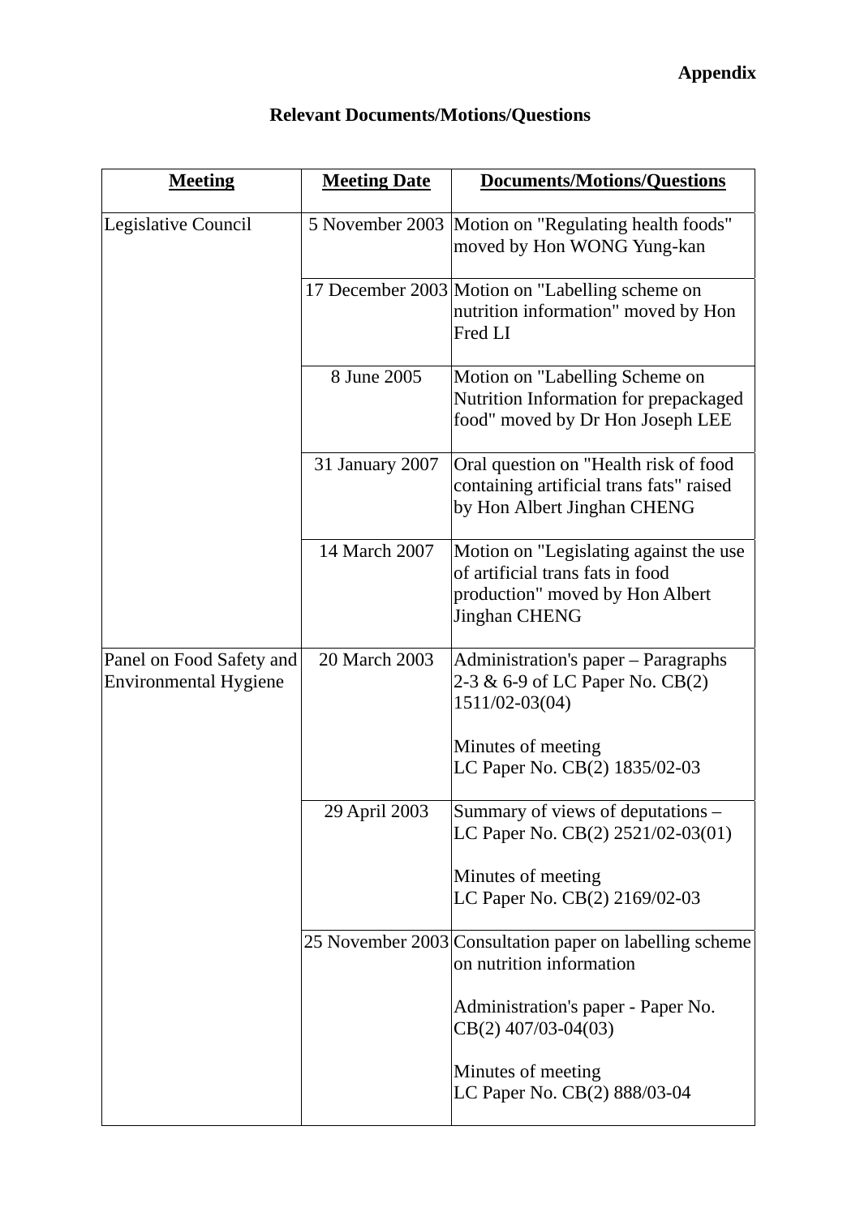**Appendix**

**Relevant Documents/Motions/Questions**

| **Meeting** | **Meeting Date** | **Documents/Motions/Questions** |
|---|---|---|
| Legislative Council | 5 November 2003 | Motion on "Regulating health foods" moved by Hon WONG Yung-kan |
| | 17 December 2003 | Motion on "Labelling scheme on nutrition information" moved by Hon Fred LI |
| | 8 June 2005 | Motion on "Labelling Scheme on Nutrition Information for prepackaged food" moved by Dr Hon Joseph LEE |
| | 31 January 2007 | Oral question on "Health risk of food containing artificial trans fats" raised by Hon Albert Jinghan CHENG |
| | 14 March 2007 | Motion on "Legislating against the use of artificial trans fats in food production" moved by Hon Albert Jinghan CHENG |
| Panel on Food Safety and Environmental Hygiene | 20 March 2003 | Administration's paper – Paragraphs 2-3 & 6-9 of LC Paper No. CB(2) 1511/02-03(04)<br><br>Minutes of meeting<br>LC Paper No. CB(2) 1835/02-03 |
| | 29 April 2003 | Summary of views of deputations – LC Paper No. CB(2) 2521/02-03(01)<br><br>Minutes of meeting<br>LC Paper No. CB(2) 2169/02-03 |
| | 25 November 2003 | Consultation paper on labelling scheme on nutrition information<br><br>Administration's paper - Paper No. CB(2) 407/03-04(03)<br><br>Minutes of meeting<br>LC Paper No. CB(2) 888/03-04 |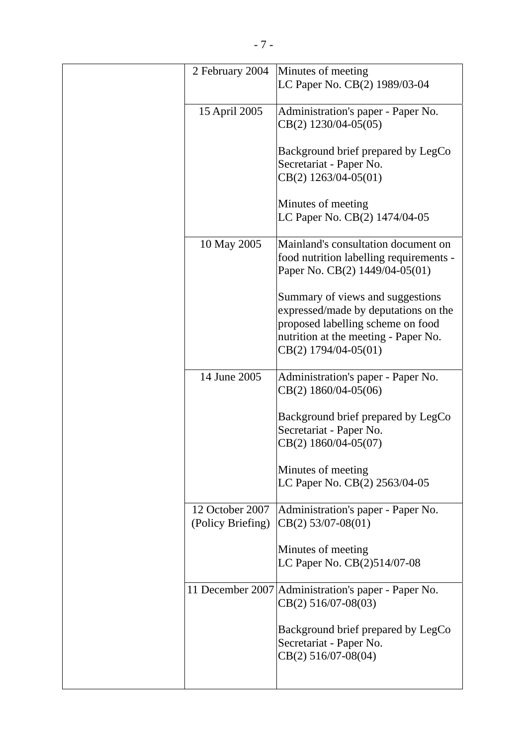| | | |
|---|---|---|
| | 2 February 2004 | Minutes of meeting<br>LC Paper No. CB(2) 1989/03-04 |
| | 15 April 2005 | Administration's paper - Paper No. CB(2) 1230/04-05(05)<br><br>Background brief prepared by LegCo Secretariat - Paper No. CB(2) 1263/04-05(01)<br><br>Minutes of meeting<br>LC Paper No. CB(2) 1474/04-05 |
| | 10 May 2005 | Mainland's consultation document on food nutrition labelling requirements - Paper No. CB(2) 1449/04-05(01)<br><br>Summary of views and suggestions expressed/made by deputations on the proposed labelling scheme on food nutrition at the meeting - Paper No. CB(2) 1794/04-05(01) |
| | 14 June 2005 | Administration's paper - Paper No. CB(2) 1860/04-05(06)<br><br>Background brief prepared by LegCo Secretariat - Paper No. CB(2) 1860/04-05(07)<br><br>Minutes of meeting<br>LC Paper No. CB(2) 2563/04-05 |
| | 12 October 2007 (Policy Briefing) | Administration's paper - Paper No. CB(2) 53/07-08(01)<br><br>Minutes of meeting<br>LC Paper No. CB(2)514/07-08 |
| | 11 December 2007 | Administration's paper - Paper No. CB(2) 516/07-08(03)<br><br>Background brief prepared by LegCo Secretariat - Paper No. CB(2) 516/07-08(04) |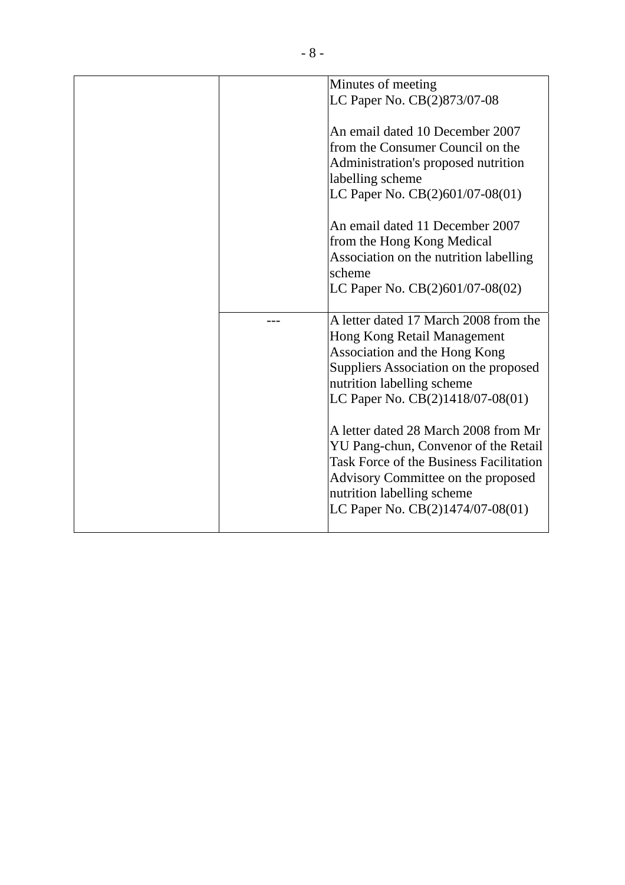| | | |
|---|---|---|
| | | Minutes of meeting<br>LC Paper No. CB(2)873/07-08<br><br>An email dated 10 December 2007 from the Consumer Council on the Administration's proposed nutrition labelling scheme<br>LC Paper No. CB(2)601/07-08(01)<br><br>An email dated 11 December 2007 from the Hong Kong Medical Association on the nutrition labelling scheme<br>LC Paper No. CB(2)601/07-08(02) |
| | --- | A letter dated 17 March 2008 from the Hong Kong Retail Management Association and the Hong Kong Suppliers Association on the proposed nutrition labelling scheme<br>LC Paper No. CB(2)1418/07-08(01)<br><br>A letter dated 28 March 2008 from Mr YU Pang-chun, Convenor of the Retail Task Force of the Business Facilitation Advisory Committee on the proposed nutrition labelling scheme<br>LC Paper No. CB(2)1474/07-08(01) |